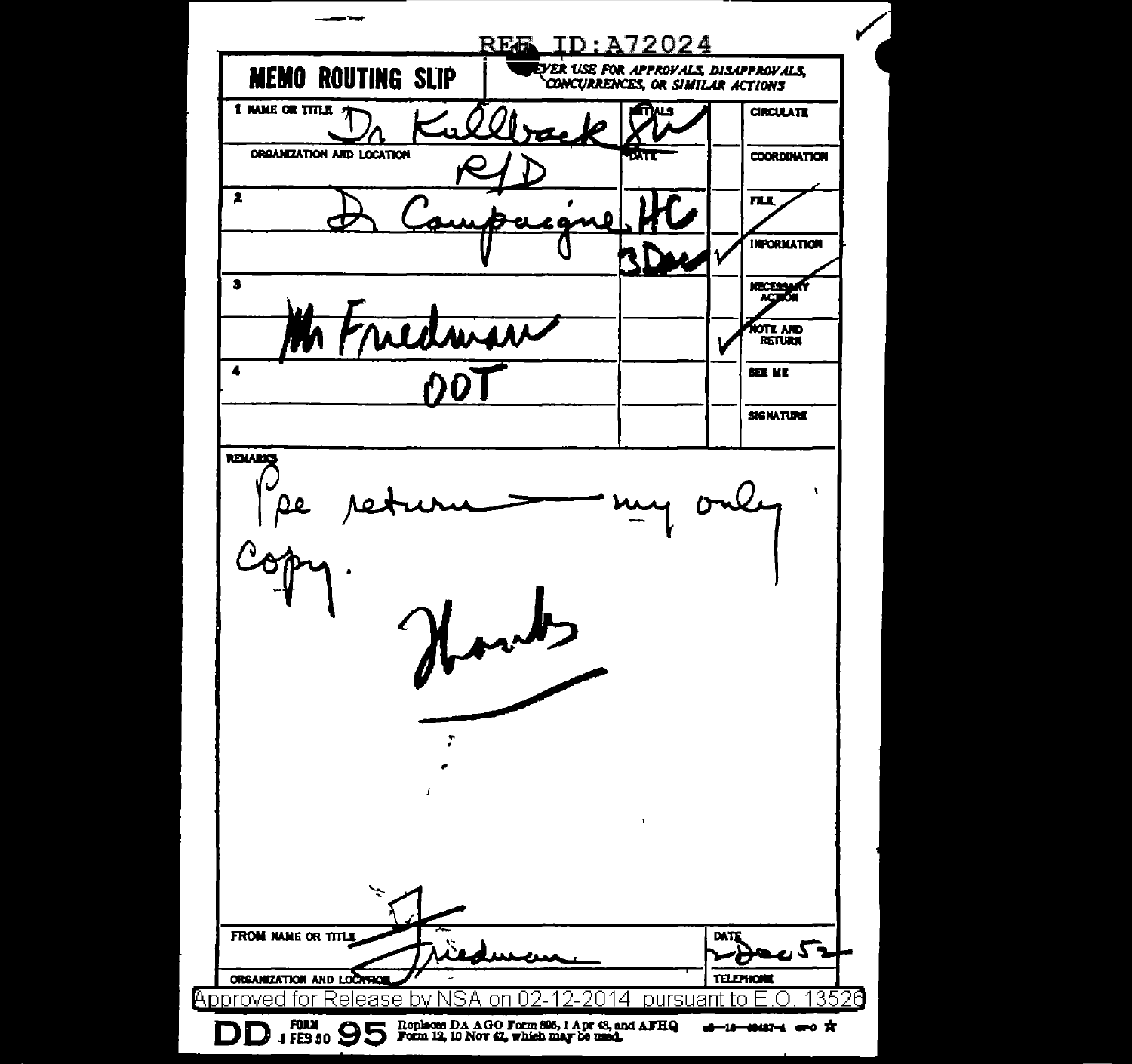REF ID:A72024

| MEMO ROUTING SLIP | NEVER USE FOR APPROVALS, DISAPPROVALS, CONCURRENCES, OR SIMILAR ACTIONS | | |
|---|---|---|---|
| 1 NAME OR TITLE: Dr Kullback | INITIALS: SK | | CIRCULATE |
| ORGANIZATION AND LOCATION: R/D | DATE | | COORDINATION |
| 2 Dr Campaigne | HC | | FILE |
| | 3 Dec | ✓ | INFORMATION |
| 3 | | | NECESSARY ACTION |
| Mr Friedman | | ✓ | NOTE AND RETURN |
| 4 DOT | | | SEE ME |
| | | | SIGNATURE |

REMARKS

Pse return — my only copy.

Thanks

| FROM NAME OR TITLE: Friedman | DATE: 2 Dec 52 |
|---|---|
| ORGANIZATION AND LOCATION | TELEPHONE |

Approved for Release by NSA on 02-12-2014 pursuant to E.O. 13526

DD FORM 1 FEB 50 95 Replaces DA AGO Form 895, 1 Apr 48, and AFHQ Form 12, 10 Nov 47, which may be used.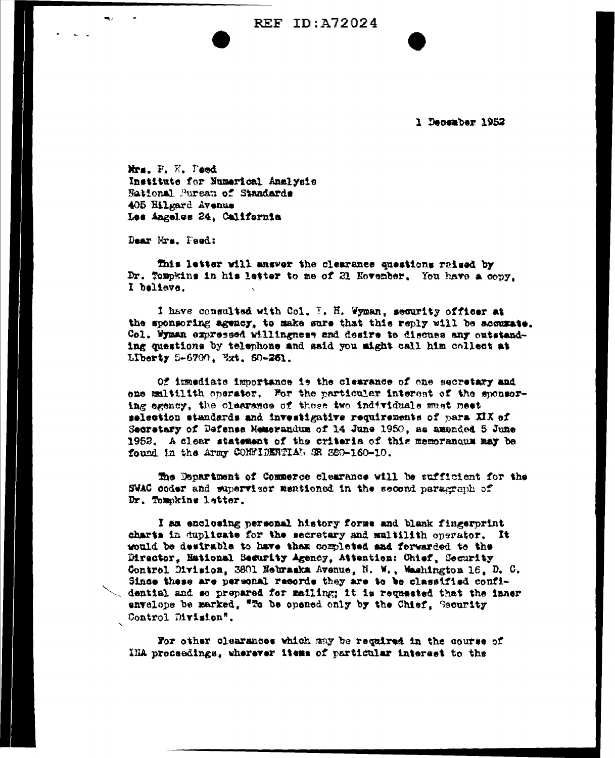REF ID:A72024

1 December 1952

Mrs. P. K. Reed
Institute for Numerical Analysis
National Bureau of Standards
405 Hilgard Avenue
Los Angeles 24, California

Dear Mrs. Reed:

This letter will answer the clearance questions raised by Dr. Tompkins in his letter to me of 21 November. You have a copy, I believe.

I have consulted with Col. F. H. Wyman, security officer at the sponsoring agency, to make sure that this reply will be accurate. Col. Wyman expressed willingness and desire to discuss any outstanding questions by telephone and said you might call him collect at LIberty 5-6700, Ext. 60-261.

Of immediate importance is the clearance of one secretary and one multilith operator. For the particular interest of the sponsoring agency, the clearance of these two individuals must meet selection standards and investigative requirements of para XIX of Secretary of Defense Memorandum of 14 June 1950, as amended 5 June 1952. A clear statement of the criteria of this memorandum may be found in the Army CONFIDENTIAL SR 380-160-10.

The Department of Commerce clearance will be sufficient for the SWAC coder and supervisor mentioned in the second paragraph of Dr. Tompkins letter.

I am enclosing personal history forms and blank fingerprint charts in duplicate for the secretary and multilith operator. It would be desirable to have them completed and forwarded to the Director, National Security Agency, Attention: Chief, Security Control Division, 3801 Nebraska Avenue, N. W., Washington 16, D. C. Since these are personal records they are to be classified confidential and so prepared for mailing; it is requested that the inner envelope be marked, "To be opened only by the Chief, Security Control Division".

For other clearances which may be required in the course of INA proceedings, wherever items of particular interest to the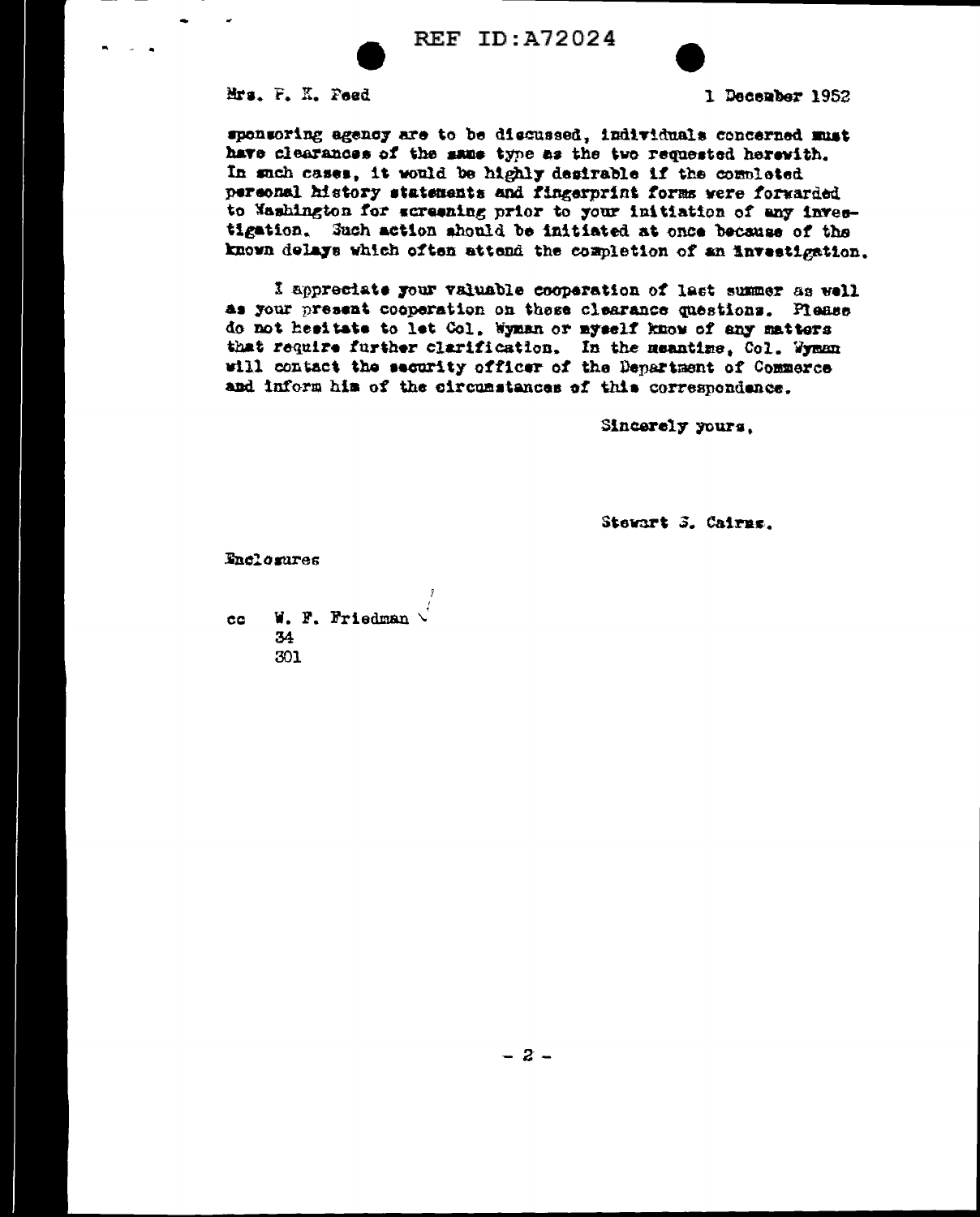REF ID:A72024

Mrs. F. K. Feed 1 December 1952

sponsoring agency are to be discussed, individuals concerned must have clearances of the same type as the two requested herewith. In such cases, it would be highly desirable if the completed personal history statements and fingerprint forms were forwarded to Washington for screening prior to your initiation of any investigation. Such action should be initiated at once because of the known delays which often attend the completion of an investigation.

I appreciate your valuable cooperation of last summer as well as your present cooperation on these clearance questions. Please do not hesitate to let Col. Wyman or myself know of any matters that require further clarification. In the meantime, Col. Wyman will contact the security officer of the Department of Commerce and inform him of the circumstances of this correspondence.

Sincerely yours,

Stewart S. Cairns.

Enclosures

cc W. F. Friedman ✓
34
301